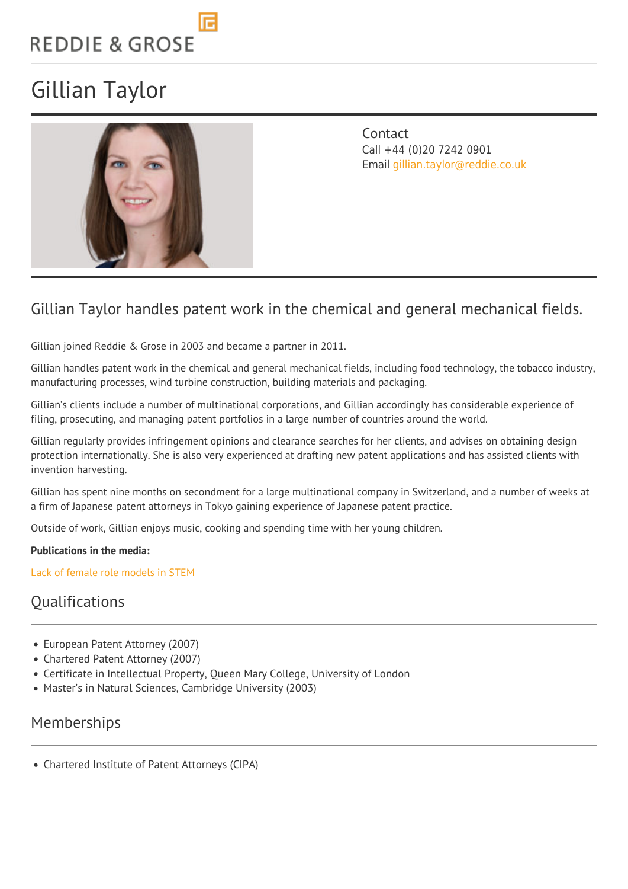REDDIE & GROSE

# Gillian Taylor

Contact
Call +44 (0)20 7242 0901
Email gillian.taylor@reddie.co.uk

## Gillian Taylor handles patent work in the chemical and general mechanical fields.

Gillian joined Reddie & Grose in 2003 and became a partner in 2011.

Gillian handles patent work in the chemical and general mechanical fields, including food technology, the tobacco industry, manufacturing processes, wind turbine construction, building materials and packaging.

Gillian's clients include a number of multinational corporations, and Gillian accordingly has considerable experience of filing, prosecuting, and managing patent portfolios in a large number of countries around the world.

Gillian regularly provides infringement opinions and clearance searches for her clients, and advises on obtaining design protection internationally. She is also very experienced at drafting new patent applications and has assisted clients with invention harvesting.

Gillian has spent nine months on secondment for a large multinational company in Switzerland, and a number of weeks at a firm of Japanese patent attorneys in Tokyo gaining experience of Japanese patent practice.

Outside of work, Gillian enjoys music, cooking and spending time with her young children.

**Publications in the media:**

Lack of female role models in STEM

## Qualifications

- European Patent Attorney (2007)
- Chartered Patent Attorney (2007)
- Certificate in Intellectual Property, Queen Mary College, University of London
- Master's in Natural Sciences, Cambridge University (2003)

## Memberships

- Chartered Institute of Patent Attorneys (CIPA)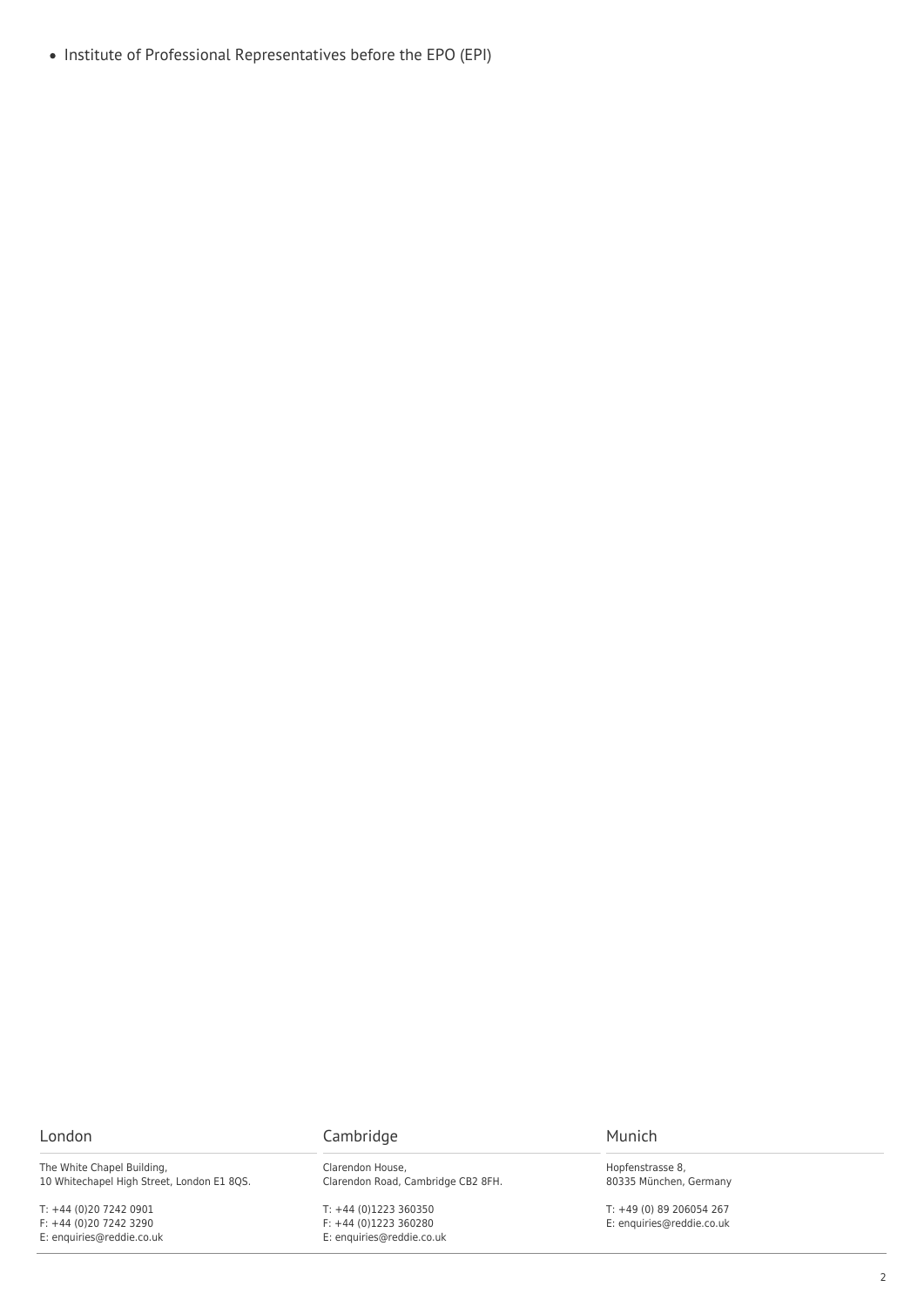- Institute of Professional Representatives before the EPO (EPI)

London

The White Chapel Building,
10 Whitechapel High Street, London E1 8QS.

T: +44 (0)20 7242 0901
F: +44 (0)20 7242 3290
E: enquiries@reddie.co.uk

Cambridge

Clarendon House,
Clarendon Road, Cambridge CB2 8FH.

T: +44 (0)1223 360350
F: +44 (0)1223 360280
E: enquiries@reddie.co.uk

Munich

Hopfenstrasse 8,
80335 München, Germany

T: +49 (0) 89 206054 267
E: enquiries@reddie.co.uk